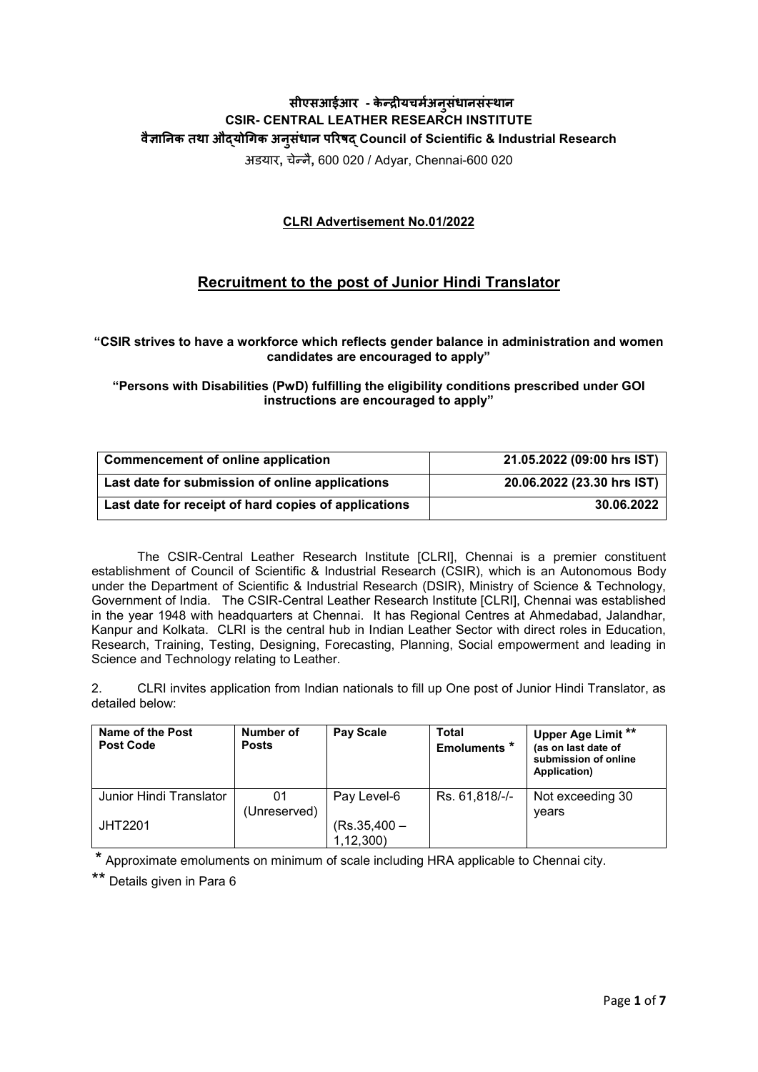**सीएसआईआर - केन्द्रीयचर्मअनुसंधानसंस्थान**
**CSIR- CENTRAL LEATHER RESEARCH INSTITUTE**
**वैज्ञानिक तथा औद्योगिक अनुसंधान परिषद् Council of Scientific & Industrial Research**
अडयार, चेन्नै, 600 020 / Adyar, Chennai-600 020

**CLRI Advertisement No.01/2022**

## Recruitment to the post of Junior Hindi Translator

**"CSIR strives to have a workforce which reflects gender balance in administration and women candidates are encouraged to apply"**

**"Persons with Disabilities (PwD) fulfilling the eligibility conditions prescribed under GOI instructions are encouraged to apply"**

| | |
|---|---|
| **Commencement of online application** | **21.05.2022 (09:00 hrs IST)** |
| **Last date for submission of online applications** | **20.06.2022 (23.30 hrs IST)** |
| **Last date for receipt of hard copies of applications** | **30.06.2022** |

The CSIR-Central Leather Research Institute [CLRI], Chennai is a premier constituent establishment of Council of Scientific & Industrial Research (CSIR), which is an Autonomous Body under the Department of Scientific & Industrial Research (DSIR), Ministry of Science & Technology, Government of India. The CSIR-Central Leather Research Institute [CLRI], Chennai was established in the year 1948 with headquarters at Chennai. It has Regional Centres at Ahmedabad, Jalandhar, Kanpur and Kolkata. CLRI is the central hub in Indian Leather Sector with direct roles in Education, Research, Training, Testing, Designing, Forecasting, Planning, Social empowerment and leading in Science and Technology relating to Leather.

2. CLRI invites application from Indian nationals to fill up One post of Junior Hindi Translator, as detailed below:

| Name of the Post Post Code | Number of Posts | Pay Scale | Total Emoluments * | Upper Age Limit ** (as on last date of submission of online Application) |
|---|---|---|---|---|
| Junior Hindi Translator JHT2201 | 01 (Unreserved) | Pay Level-6 (Rs.35,400 – 1,12,300) | Rs. 61,818/-/- | Not exceeding 30 years |

* Approximate emoluments on minimum of scale including HRA applicable to Chennai city.

** Details given in Para 6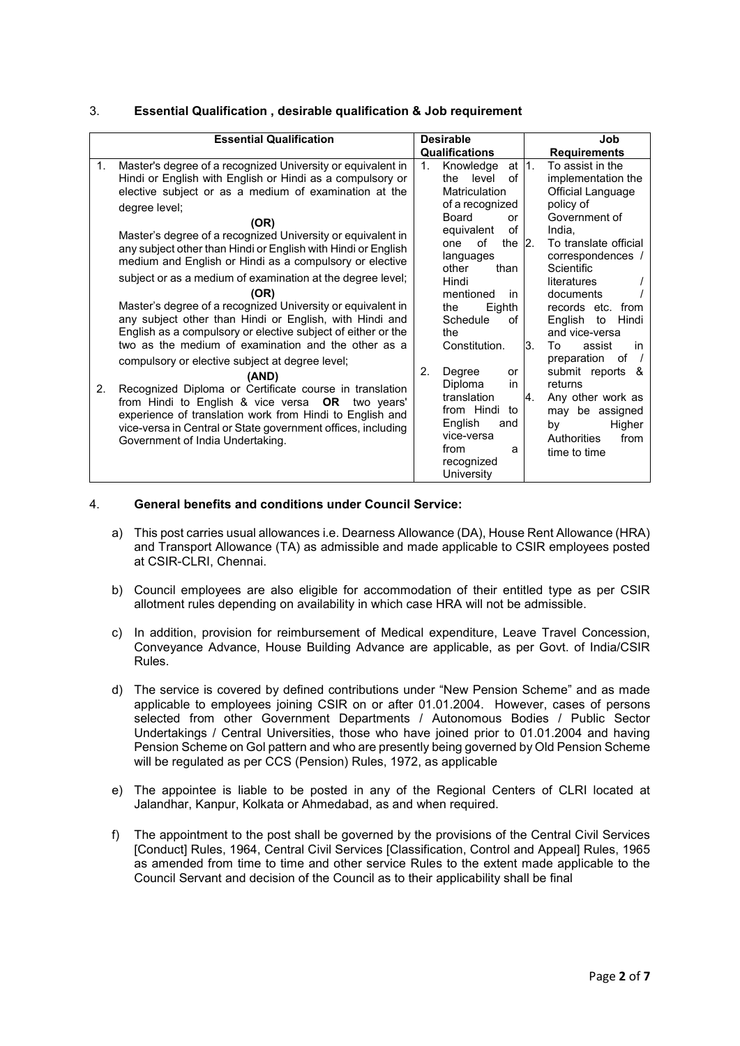## 3. Essential Qualification , desirable qualification & Job requirement

| Essential Qualification | Desirable Qualifications | Job Requirements |
|---|---|---|
| 1. Master's degree of a recognized University or equivalent in Hindi or English with English or Hindi as a compulsory or elective subject or as a medium of examination at the degree level;<br>**(OR)**<br>Master's degree of a recognized University or equivalent in any subject other than Hindi or English with Hindi or English medium and English or Hindi as a compulsory or elective subject or as a medium of examination at the degree level;<br>**(OR)**<br>Master's degree of a recognized University or equivalent in any subject other than Hindi or English, with Hindi and English as a compulsory or elective subject of either or the two as the medium of examination and the other as a compulsory or elective subject at degree level;<br>**(AND)**<br>2. Recognized Diploma or Certificate course in translation from Hindi to English & vice versa **OR** two years' experience of translation work from Hindi to English and vice-versa in Central or State government offices, including Government of India Undertaking. | 1. Knowledge at the level of Matriculation of a recognized Board or equivalent of one of the languages other than Hindi mentioned in the Eighth Schedule of the Constitution.<br>2. Degree or Diploma in translation from Hindi to English and vice-versa from a recognized University | 1. To assist in the implementation the Official Language policy of Government of India,<br>2. To translate official correspondences / Scientific literatures / documents / records etc. from English to Hindi and vice-versa<br>3. To assist in preparation of / submit reports & returns<br>4. Any other work as may be assigned by Higher Authorities from time to time |

## 4. General benefits and conditions under Council Service:

a) This post carries usual allowances i.e. Dearness Allowance (DA), House Rent Allowance (HRA) and Transport Allowance (TA) as admissible and made applicable to CSIR employees posted at CSIR-CLRI, Chennai.

b) Council employees are also eligible for accommodation of their entitled type as per CSIR allotment rules depending on availability in which case HRA will not be admissible.

c) In addition, provision for reimbursement of Medical expenditure, Leave Travel Concession, Conveyance Advance, House Building Advance are applicable, as per Govt. of India/CSIR Rules.

d) The service is covered by defined contributions under "New Pension Scheme" and as made applicable to employees joining CSIR on or after 01.01.2004. However, cases of persons selected from other Government Departments / Autonomous Bodies / Public Sector Undertakings / Central Universities, those who have joined prior to 01.01.2004 and having Pension Scheme on GoI pattern and who are presently being governed by Old Pension Scheme will be regulated as per CCS (Pension) Rules, 1972, as applicable

e) The appointee is liable to be posted in any of the Regional Centers of CLRI located at Jalandhar, Kanpur, Kolkata or Ahmedabad, as and when required.

f) The appointment to the post shall be governed by the provisions of the Central Civil Services [Conduct] Rules, 1964, Central Civil Services [Classification, Control and Appeal] Rules, 1965 as amended from time to time and other service Rules to the extent made applicable to the Council Servant and decision of the Council as to their applicability shall be final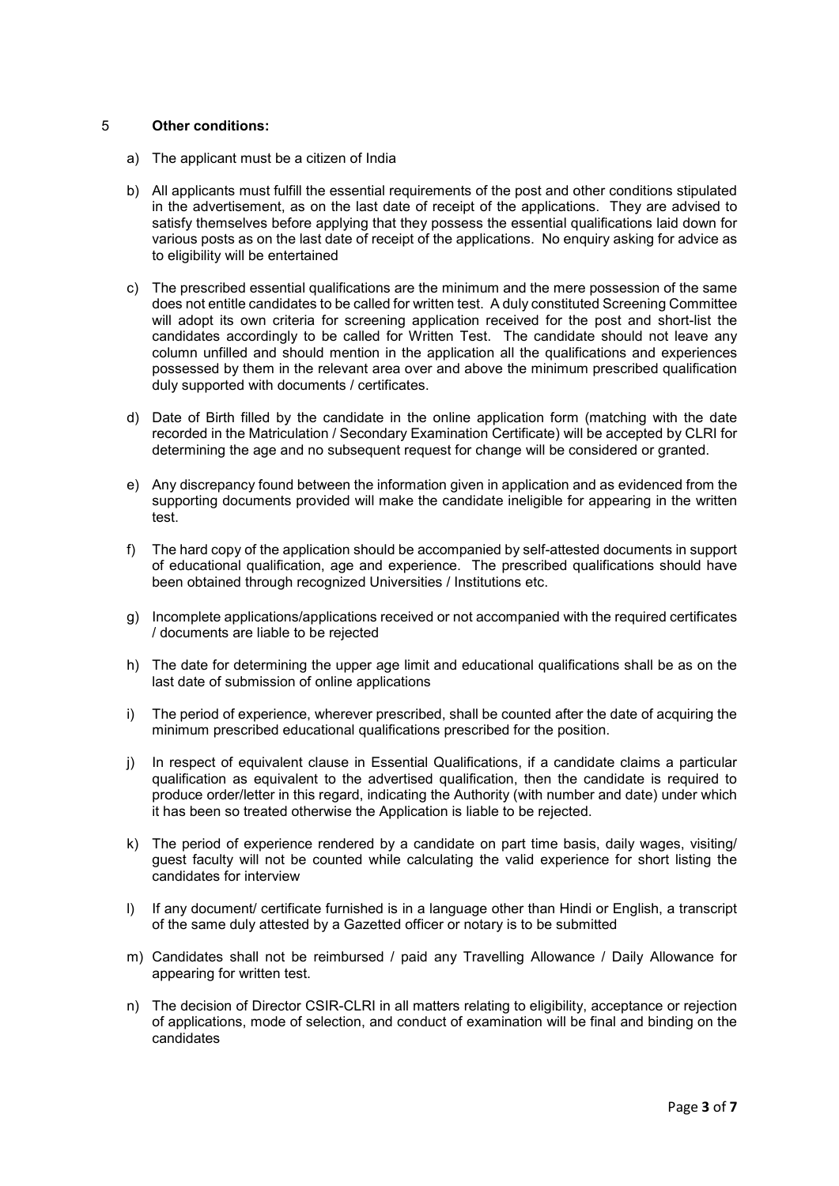## 5 Other conditions:

a) The applicant must be a citizen of India

b) All applicants must fulfill the essential requirements of the post and other conditions stipulated in the advertisement, as on the last date of receipt of the applications. They are advised to satisfy themselves before applying that they possess the essential qualifications laid down for various posts as on the last date of receipt of the applications. No enquiry asking for advice as to eligibility will be entertained

c) The prescribed essential qualifications are the minimum and the mere possession of the same does not entitle candidates to be called for written test. A duly constituted Screening Committee will adopt its own criteria for screening application received for the post and short-list the candidates accordingly to be called for Written Test. The candidate should not leave any column unfilled and should mention in the application all the qualifications and experiences possessed by them in the relevant area over and above the minimum prescribed qualification duly supported with documents / certificates.

d) Date of Birth filled by the candidate in the online application form (matching with the date recorded in the Matriculation / Secondary Examination Certificate) will be accepted by CLRI for determining the age and no subsequent request for change will be considered or granted.

e) Any discrepancy found between the information given in application and as evidenced from the supporting documents provided will make the candidate ineligible for appearing in the written test.

f) The hard copy of the application should be accompanied by self-attested documents in support of educational qualification, age and experience. The prescribed qualifications should have been obtained through recognized Universities / Institutions etc.

g) Incomplete applications/applications received or not accompanied with the required certificates / documents are liable to be rejected

h) The date for determining the upper age limit and educational qualifications shall be as on the last date of submission of online applications

i) The period of experience, wherever prescribed, shall be counted after the date of acquiring the minimum prescribed educational qualifications prescribed for the position.

j) In respect of equivalent clause in Essential Qualifications, if a candidate claims a particular qualification as equivalent to the advertised qualification, then the candidate is required to produce order/letter in this regard, indicating the Authority (with number and date) under which it has been so treated otherwise the Application is liable to be rejected.

k) The period of experience rendered by a candidate on part time basis, daily wages, visiting/ guest faculty will not be counted while calculating the valid experience for short listing the candidates for interview

l) If any document/ certificate furnished is in a language other than Hindi or English, a transcript of the same duly attested by a Gazetted officer or notary is to be submitted

m) Candidates shall not be reimbursed / paid any Travelling Allowance / Daily Allowance for appearing for written test.

n) The decision of Director CSIR-CLRI in all matters relating to eligibility, acceptance or rejection of applications, mode of selection, and conduct of examination will be final and binding on the candidates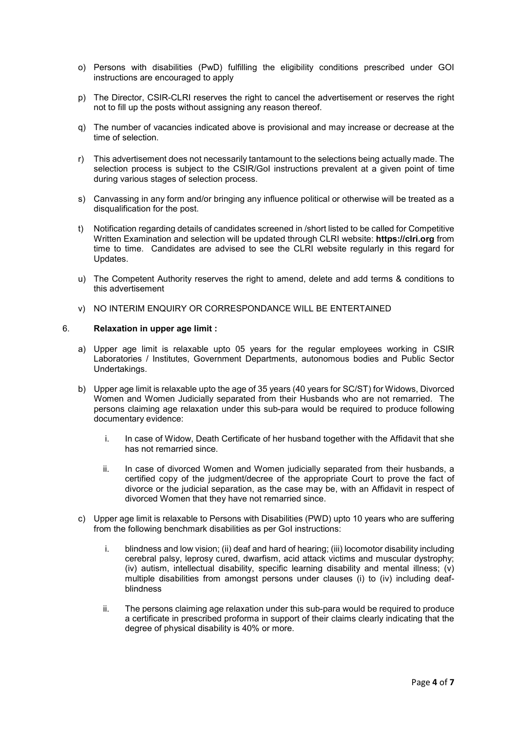o) Persons with disabilities (PwD) fulfilling the eligibility conditions prescribed under GOI instructions are encouraged to apply

p) The Director, CSIR-CLRI reserves the right to cancel the advertisement or reserves the right not to fill up the posts without assigning any reason thereof.

q) The number of vacancies indicated above is provisional and may increase or decrease at the time of selection.

r) This advertisement does not necessarily tantamount to the selections being actually made. The selection process is subject to the CSIR/GoI instructions prevalent at a given point of time during various stages of selection process.

s) Canvassing in any form and/or bringing any influence political or otherwise will be treated as a disqualification for the post.

t) Notification regarding details of candidates screened in /short listed to be called for Competitive Written Examination and selection will be updated through CLRI website: **https://clri.org** from time to time. Candidates are advised to see the CLRI website regularly in this regard for Updates.

u) The Competent Authority reserves the right to amend, delete and add terms & conditions to this advertisement

v) NO INTERIM ENQUIRY OR CORRESPONDANCE WILL BE ENTERTAINED

6. **Relaxation in upper age limit :**

a) Upper age limit is relaxable upto 05 years for the regular employees working in CSIR Laboratories / Institutes, Government Departments, autonomous bodies and Public Sector Undertakings.

b) Upper age limit is relaxable upto the age of 35 years (40 years for SC/ST) for Widows, Divorced Women and Women Judicially separated from their Husbands who are not remarried. The persons claiming age relaxation under this sub-para would be required to produce following documentary evidence:

   i. In case of Widow, Death Certificate of her husband together with the Affidavit that she has not remarried since.

   ii. In case of divorced Women and Women judicially separated from their husbands, a certified copy of the judgment/decree of the appropriate Court to prove the fact of divorce or the judicial separation, as the case may be, with an Affidavit in respect of divorced Women that they have not remarried since.

c) Upper age limit is relaxable to Persons with Disabilities (PWD) upto 10 years who are suffering from the following benchmark disabilities as per GoI instructions:

   i. blindness and low vision; (ii) deaf and hard of hearing; (iii) locomotor disability including cerebral palsy, leprosy cured, dwarfism, acid attack victims and muscular dystrophy; (iv) autism, intellectual disability, specific learning disability and mental illness; (v) multiple disabilities from amongst persons under clauses (i) to (iv) including deaf-blindness

   ii. The persons claiming age relaxation under this sub-para would be required to produce a certificate in prescribed proforma in support of their claims clearly indicating that the degree of physical disability is 40% or more.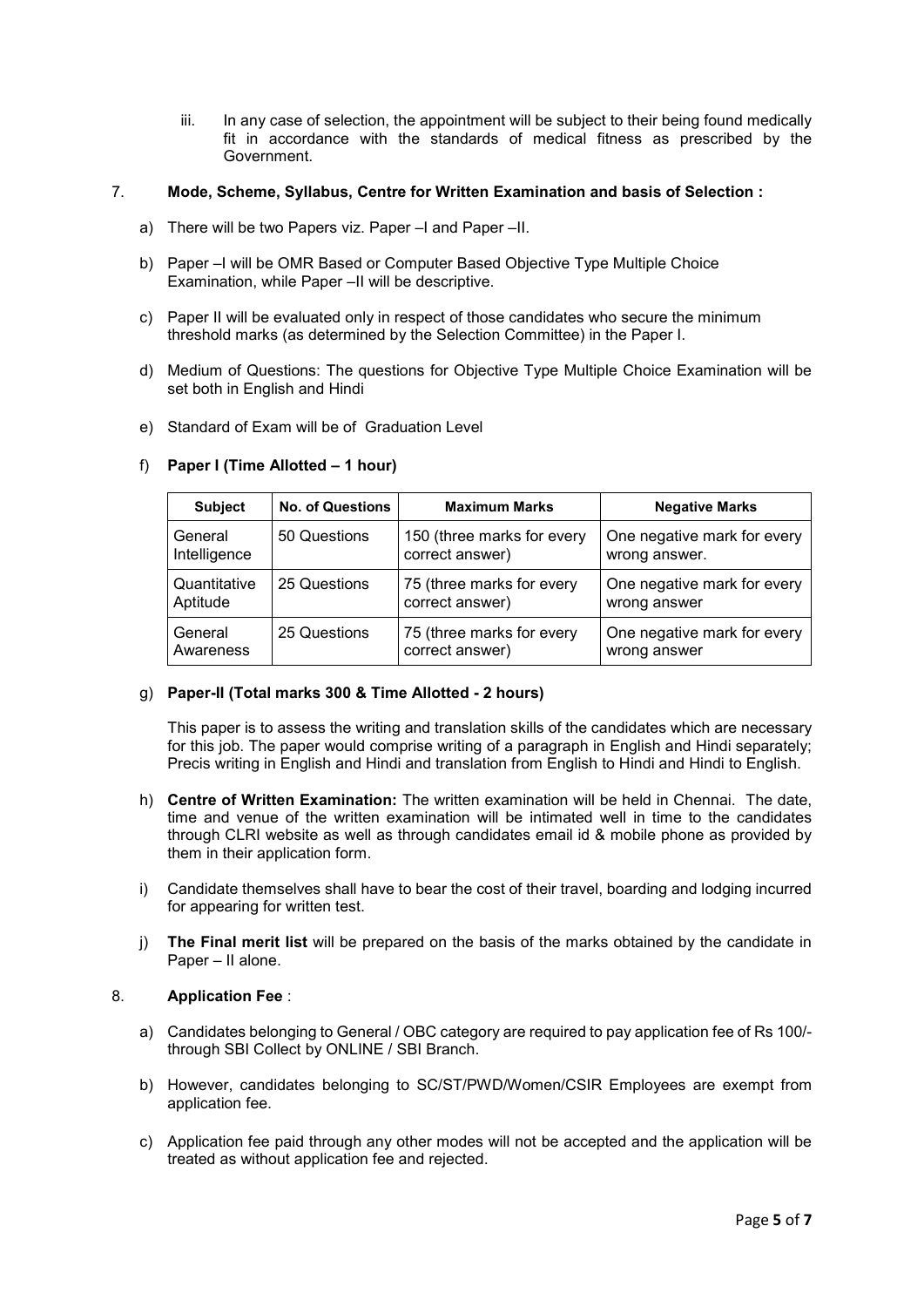iii. In any case of selection, the appointment will be subject to their being found medically fit in accordance with the standards of medical fitness as prescribed by the Government.

7. **Mode, Scheme, Syllabus, Centre for Written Examination and basis of Selection :**

a) There will be two Papers viz. Paper –I and Paper –II.

b) Paper –I will be OMR Based or Computer Based Objective Type Multiple Choice Examination, while Paper –II will be descriptive.

c) Paper II will be evaluated only in respect of those candidates who secure the minimum threshold marks (as determined by the Selection Committee) in the Paper I.

d) Medium of Questions: The questions for Objective Type Multiple Choice Examination will be set both in English and Hindi

e) Standard of Exam will be of Graduation Level

f) **Paper I (Time Allotted – 1 hour)**

| Subject | No. of Questions | Maximum Marks | Negative Marks |
|---|---|---|---|
| General Intelligence | 50 Questions | 150 (three marks for every correct answer) | One negative mark for every wrong answer. |
| Quantitative Aptitude | 25 Questions | 75 (three marks for every correct answer) | One negative mark for every wrong answer |
| General Awareness | 25 Questions | 75 (three marks for every correct answer) | One negative mark for every wrong answer |

g) **Paper-II (Total marks 300 & Time Allotted - 2 hours)**

This paper is to assess the writing and translation skills of the candidates which are necessary for this job. The paper would comprise writing of a paragraph in English and Hindi separately; Precis writing in English and Hindi and translation from English to Hindi and Hindi to English.

h) **Centre of Written Examination:** The written examination will be held in Chennai. The date, time and venue of the written examination will be intimated well in time to the candidates through CLRI website as well as through candidates email id & mobile phone as provided by them in their application form.

i) Candidate themselves shall have to bear the cost of their travel, boarding and lodging incurred for appearing for written test.

j) **The Final merit list** will be prepared on the basis of the marks obtained by the candidate in Paper – II alone.

8. **Application Fee** :

a) Candidates belonging to General / OBC category are required to pay application fee of Rs 100/- through SBI Collect by ONLINE / SBI Branch.

b) However, candidates belonging to SC/ST/PWD/Women/CSIR Employees are exempt from application fee.

c) Application fee paid through any other modes will not be accepted and the application will be treated as without application fee and rejected.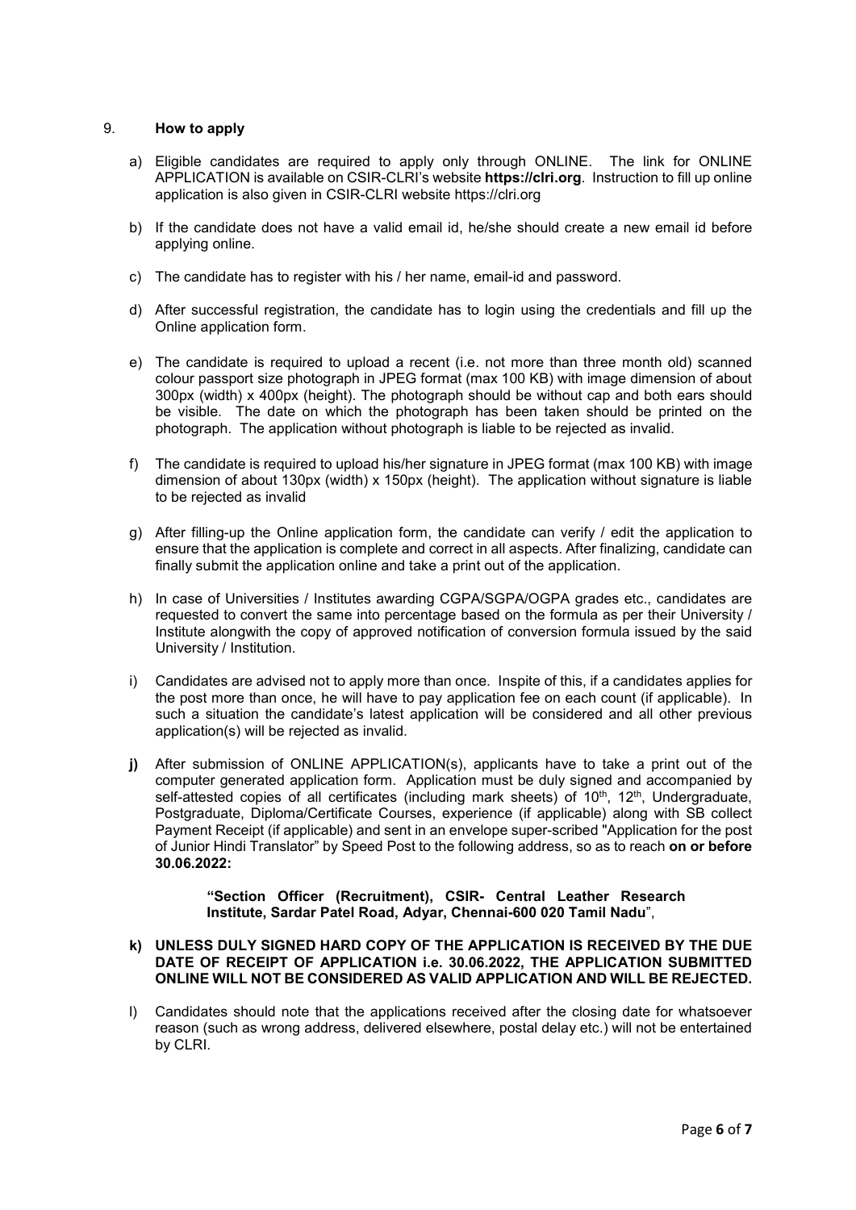## 9. How to apply

a) Eligible candidates are required to apply only through ONLINE. The link for ONLINE APPLICATION is available on CSIR-CLRI's website **https://clri.org**. Instruction to fill up online application is also given in CSIR-CLRI website https://clri.org

b) If the candidate does not have a valid email id, he/she should create a new email id before applying online.

c) The candidate has to register with his / her name, email-id and password.

d) After successful registration, the candidate has to login using the credentials and fill up the Online application form.

e) The candidate is required to upload a recent (i.e. not more than three month old) scanned colour passport size photograph in JPEG format (max 100 KB) with image dimension of about 300px (width) x 400px (height). The photograph should be without cap and both ears should be visible. The date on which the photograph has been taken should be printed on the photograph. The application without photograph is liable to be rejected as invalid.

f) The candidate is required to upload his/her signature in JPEG format (max 100 KB) with image dimension of about 130px (width) x 150px (height). The application without signature is liable to be rejected as invalid

g) After filling-up the Online application form, the candidate can verify / edit the application to ensure that the application is complete and correct in all aspects. After finalizing, candidate can finally submit the application online and take a print out of the application.

h) In case of Universities / Institutes awarding CGPA/SGPA/OGPA grades etc., candidates are requested to convert the same into percentage based on the formula as per their University / Institute alongwith the copy of approved notification of conversion formula issued by the said University / Institution.

i) Candidates are advised not to apply more than once. Inspite of this, if a candidates applies for the post more than once, he will have to pay application fee on each count (if applicable). In such a situation the candidate's latest application will be considered and all other previous application(s) will be rejected as invalid.

**j)** After submission of ONLINE APPLICATION(s), applicants have to take a print out of the computer generated application form. Application must be duly signed and accompanied by self-attested copies of all certificates (including mark sheets) of 10th, 12th, Undergraduate, Postgraduate, Diploma/Certificate Courses, experience (if applicable) along with SB collect Payment Receipt (if applicable) and sent in an envelope super-scribed "Application for the post of Junior Hindi Translator" by Speed Post to the following address, so as to reach **on or before 30.06.2022:**

> **"Section Officer (Recruitment), CSIR- Central Leather Research Institute, Sardar Patel Road, Adyar, Chennai-600 020 Tamil Nadu"**,

**k) UNLESS DULY SIGNED HARD COPY OF THE APPLICATION IS RECEIVED BY THE DUE DATE OF RECEIPT OF APPLICATION i.e. 30.06.2022, THE APPLICATION SUBMITTED ONLINE WILL NOT BE CONSIDERED AS VALID APPLICATION AND WILL BE REJECTED.**

l) Candidates should note that the applications received after the closing date for whatsoever reason (such as wrong address, delivered elsewhere, postal delay etc.) will not be entertained by CLRI.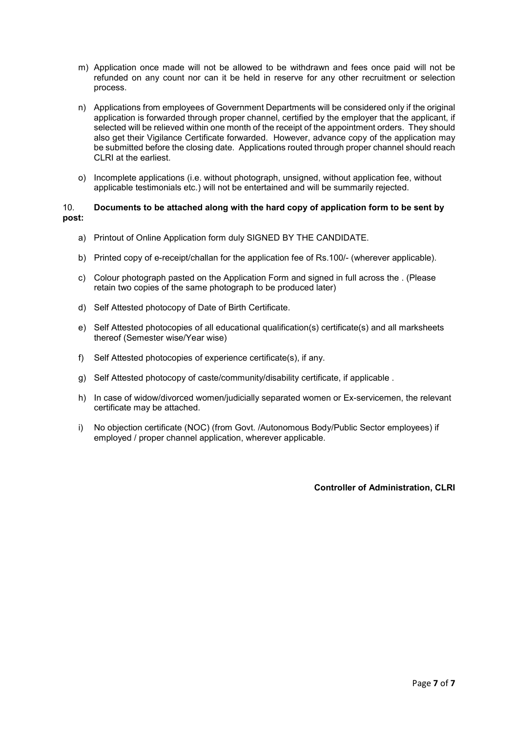m) Application once made will not be allowed to be withdrawn and fees once paid will not be refunded on any count nor can it be held in reserve for any other recruitment or selection process.

n) Applications from employees of Government Departments will be considered only if the original application is forwarded through proper channel, certified by the employer that the applicant, if selected will be relieved within one month of the receipt of the appointment orders. They should also get their Vigilance Certificate forwarded. However, advance copy of the application may be submitted before the closing date. Applications routed through proper channel should reach CLRI at the earliest.

o) Incomplete applications (i.e. without photograph, unsigned, without application fee, without applicable testimonials etc.) will not be entertained and will be summarily rejected.

10. **Documents to be attached along with the hard copy of application form to be sent by post:**

a) Printout of Online Application form duly SIGNED BY THE CANDIDATE.

b) Printed copy of e-receipt/challan for the application fee of Rs.100/- (wherever applicable).

c) Colour photograph pasted on the Application Form and signed in full across the . (Please retain two copies of the same photograph to be produced later)

d) Self Attested photocopy of Date of Birth Certificate.

e) Self Attested photocopies of all educational qualification(s) certificate(s) and all marksheets thereof (Semester wise/Year wise)

f) Self Attested photocopies of experience certificate(s), if any.

g) Self Attested photocopy of caste/community/disability certificate, if applicable .

h) In case of widow/divorced women/judicially separated women or Ex-servicemen, the relevant certificate may be attached.

i) No objection certificate (NOC) (from Govt. /Autonomous Body/Public Sector employees) if employed / proper channel application, wherever applicable.

**Controller of Administration, CLRI**